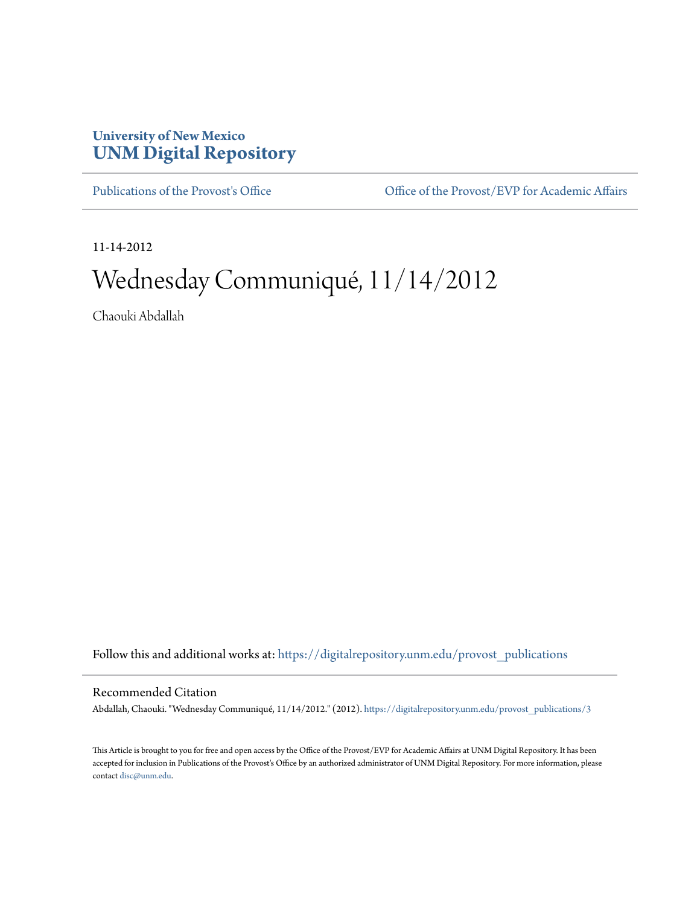University of New Mexico
# UNM Digital Repository

Publications of the Provost's Office | Office of the Provost/EVP for Academic Affairs

11-14-2012

# Wednesday Communiqué, 11/14/2012

Chaouki Abdallah

Follow this and additional works at: https://digitalrepository.unm.edu/provost_publications

## Recommended Citation

Abdallah, Chaouki. "Wednesday Communiqué, 11/14/2012." (2012). https://digitalrepository.unm.edu/provost_publications/3

This Article is brought to you for free and open access by the Office of the Provost/EVP for Academic Affairs at UNM Digital Repository. It has been accepted for inclusion in Publications of the Provost's Office by an authorized administrator of UNM Digital Repository. For more information, please contact disc@unm.edu.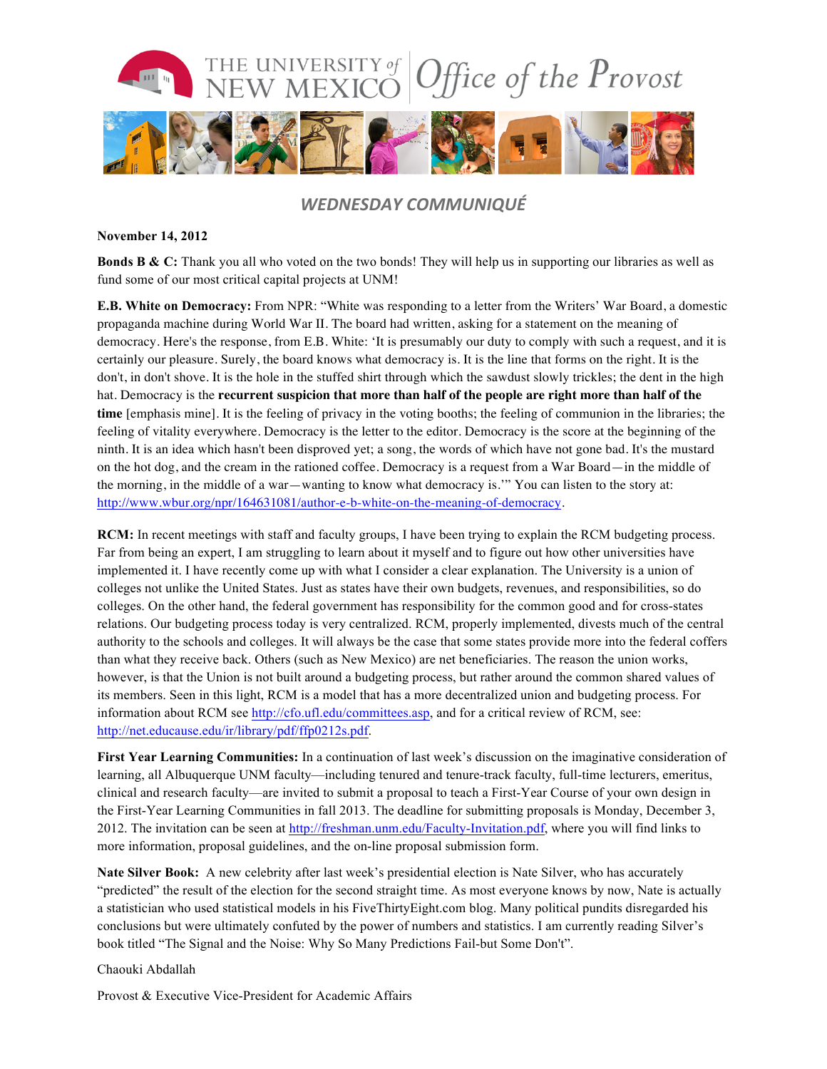# THE UNIVERSITY of NEW MEXICO | Office of the Provost

## *WEDNESDAY COMMUNIQUÉ*

**November 14, 2012**

**Bonds B & C:** Thank you all who voted on the two bonds! They will help us in supporting our libraries as well as fund some of our most critical capital projects at UNM!

**E.B. White on Democracy:** From NPR: "White was responding to a letter from the Writers' War Board, a domestic propaganda machine during World War II. The board had written, asking for a statement on the meaning of democracy. Here's the response, from E.B. White: 'It is presumably our duty to comply with such a request, and it is certainly our pleasure. Surely, the board knows what democracy is. It is the line that forms on the right. It is the don't, in don't shove. It is the hole in the stuffed shirt through which the sawdust slowly trickles; the dent in the high hat. Democracy is the **recurrent suspicion that more than half of the people are right more than half of the time** [emphasis mine]. It is the feeling of privacy in the voting booths; the feeling of communion in the libraries; the feeling of vitality everywhere. Democracy is the letter to the editor. Democracy is the score at the beginning of the ninth. It is an idea which hasn't been disproved yet; a song, the words of which have not gone bad. It's the mustard on the hot dog, and the cream in the rationed coffee. Democracy is a request from a War Board—in the middle of the morning, in the middle of a war—wanting to know what democracy is.'" You can listen to the story at: http://www.wbur.org/npr/164631081/author-e-b-white-on-the-meaning-of-democracy.

**RCM:** In recent meetings with staff and faculty groups, I have been trying to explain the RCM budgeting process. Far from being an expert, I am struggling to learn about it myself and to figure out how other universities have implemented it. I have recently come up with what I consider a clear explanation. The University is a union of colleges not unlike the United States. Just as states have their own budgets, revenues, and responsibilities, so do colleges. On the other hand, the federal government has responsibility for the common good and for cross-states relations. Our budgeting process today is very centralized. RCM, properly implemented, divests much of the central authority to the schools and colleges. It will always be the case that some states provide more into the federal coffers than what they receive back. Others (such as New Mexico) are net beneficiaries. The reason the union works, however, is that the Union is not built around a budgeting process, but rather around the common shared values of its members. Seen in this light, RCM is a model that has a more decentralized union and budgeting process. For information about RCM see http://cfo.ufl.edu/committees.asp, and for a critical review of RCM, see: http://net.educause.edu/ir/library/pdf/ffp0212s.pdf.

**First Year Learning Communities:** In a continuation of last week's discussion on the imaginative consideration of learning, all Albuquerque UNM faculty—including tenured and tenure-track faculty, full-time lecturers, emeritus, clinical and research faculty—are invited to submit a proposal to teach a First-Year Course of your own design in the First-Year Learning Communities in fall 2013. The deadline for submitting proposals is Monday, December 3, 2012. The invitation can be seen at http://freshman.unm.edu/Faculty-Invitation.pdf, where you will find links to more information, proposal guidelines, and the on-line proposal submission form.

**Nate Silver Book:** A new celebrity after last week's presidential election is Nate Silver, who has accurately "predicted" the result of the election for the second straight time. As most everyone knows by now, Nate is actually a statistician who used statistical models in his FiveThirtyEight.com blog. Many political pundits disregarded his conclusions but were ultimately confuted by the power of numbers and statistics. I am currently reading Silver's book titled "The Signal and the Noise: Why So Many Predictions Fail-but Some Don't".

Chaouki Abdallah

Provost & Executive Vice-President for Academic Affairs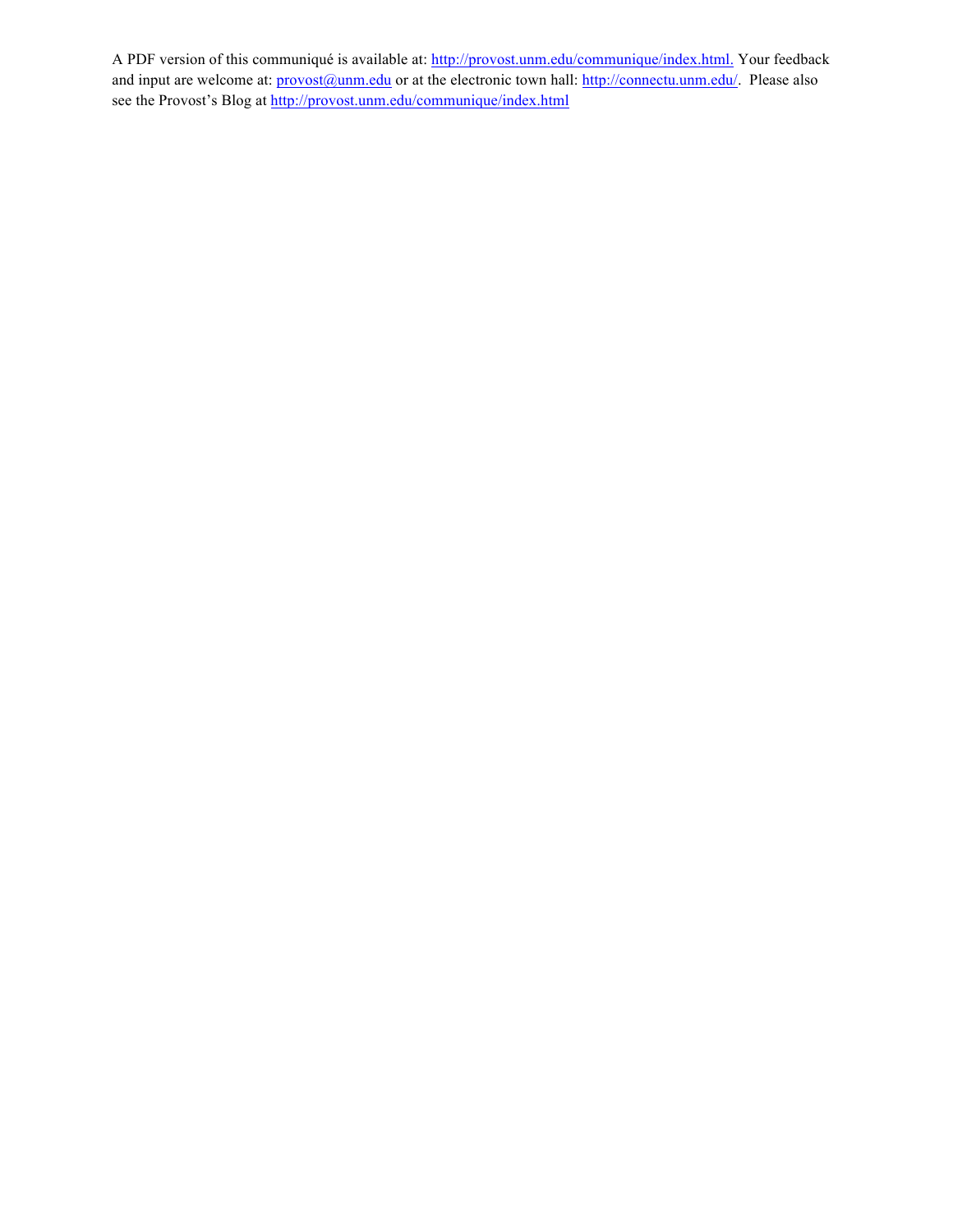A PDF version of this communiqué is available at: http://provost.unm.edu/communique/index.html. Your feedback and input are welcome at: provost@unm.edu or at the electronic town hall: http://connectu.unm.edu/. Please also see the Provost's Blog at http://provost.unm.edu/communique/index.html